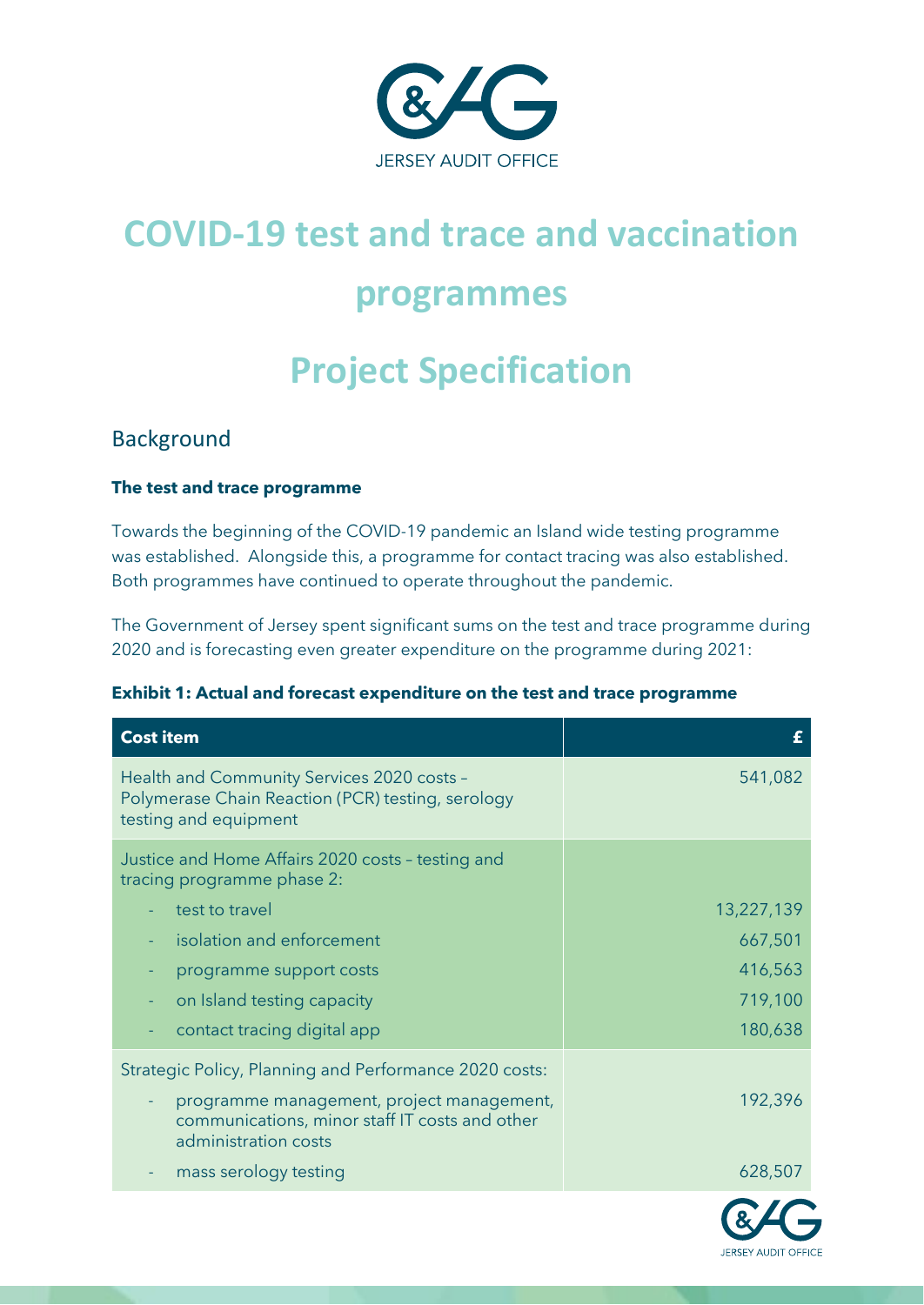# COVID-19 test and trace and vaccination programmes

# Project Specification

## Background

**The test and trace programme**

Towards the beginning of the COVID-19 pandemic an Island wide testing programme was established. Alongside this, a programme for contact tracing was also established. Both programmes have continued to operate throughout the pandemic.

The Government of Jersey spent significant sums on the test and trace programme during 2020 and is forecasting even greater expenditure on the programme during 2021:

**Exhibit 1: Actual and forecast expenditure on the test and trace programme**

| Cost item | £ |
|---|---|
| Health and Community Services 2020 costs – Polymerase Chain Reaction (PCR) testing, serology testing and equipment | 541,082 |
| Justice and Home Affairs 2020 costs – testing and tracing programme phase 2: | |
| - test to travel | 13,227,139 |
| - isolation and enforcement | 667,501 |
| - programme support costs | 416,563 |
| - on Island testing capacity | 719,100 |
| - contact tracing digital app | 180,638 |
| Strategic Policy, Planning and Performance 2020 costs: | |
| - programme management, project management, communications, minor staff IT costs and other administration costs | 192,396 |
| - mass serology testing | 628,507 |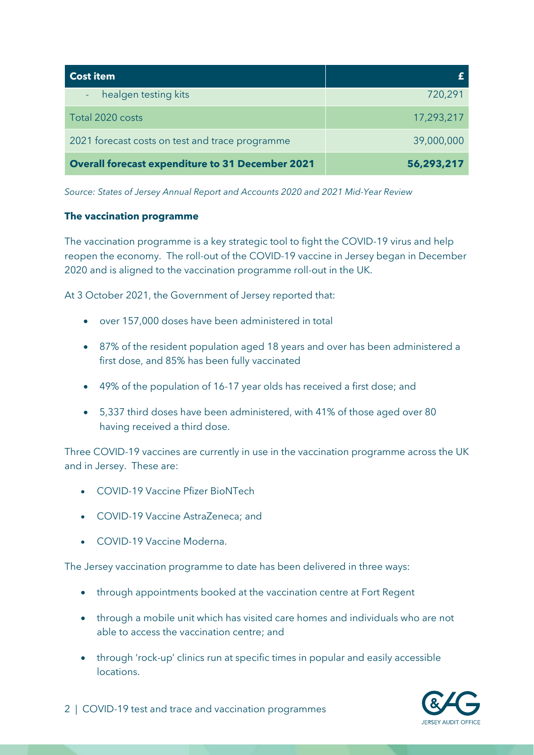| Cost item | £ |
| --- | ---: |
| - healgen testing kits | 720,291 |
| Total 2020 costs | 17,293,217 |
| 2021 forecast costs on test and trace programme | 39,000,000 |
| **Overall forecast expenditure to 31 December 2021** | **56,293,217** |

*Source: States of Jersey Annual Report and Accounts 2020 and 2021 Mid-Year Review*

**The vaccination programme**

The vaccination programme is a key strategic tool to fight the COVID-19 virus and help reopen the economy. The roll-out of the COVID-19 vaccine in Jersey began in December 2020 and is aligned to the vaccination programme roll-out in the UK.

At 3 October 2021, the Government of Jersey reported that:

- over 157,000 doses have been administered in total
- 87% of the resident population aged 18 years and over has been administered a first dose, and 85% has been fully vaccinated
- 49% of the population of 16-17 year olds has received a first dose; and
- 5,337 third doses have been administered, with 41% of those aged over 80 having received a third dose.

Three COVID-19 vaccines are currently in use in the vaccination programme across the UK and in Jersey. These are:

- COVID-19 Vaccine Pfizer BioNTech
- COVID-19 Vaccine AstraZeneca; and
- COVID-19 Vaccine Moderna.

The Jersey vaccination programme to date has been delivered in three ways:

- through appointments booked at the vaccination centre at Fort Regent
- through a mobile unit which has visited care homes and individuals who are not able to access the vaccination centre; and
- through 'rock-up' clinics run at specific times in popular and easily accessible locations.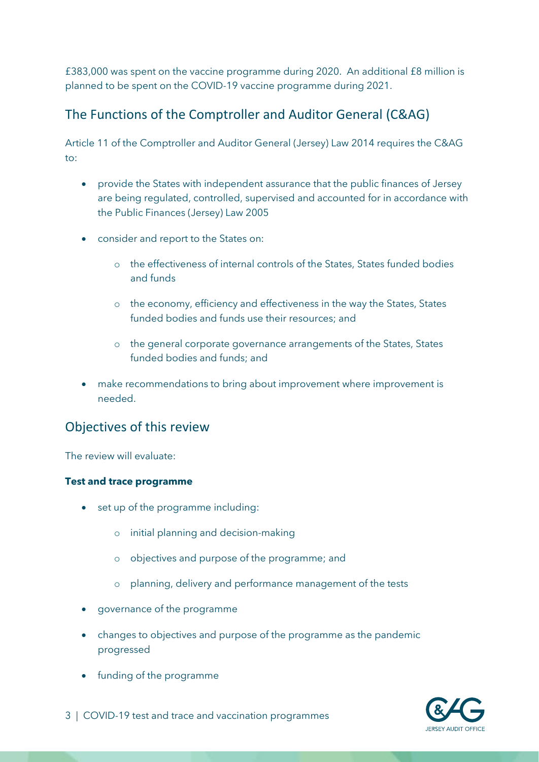£383,000 was spent on the vaccine programme during 2020. An additional £8 million is planned to be spent on the COVID-19 vaccine programme during 2021.

## The Functions of the Comptroller and Auditor General (C&AG)

Article 11 of the Comptroller and Auditor General (Jersey) Law 2014 requires the C&AG to:

- provide the States with independent assurance that the public finances of Jersey are being regulated, controlled, supervised and accounted for in accordance with the Public Finances (Jersey) Law 2005
- consider and report to the States on:
  - the effectiveness of internal controls of the States, States funded bodies and funds
  - the economy, efficiency and effectiveness in the way the States, States funded bodies and funds use their resources; and
  - the general corporate governance arrangements of the States, States funded bodies and funds; and
- make recommendations to bring about improvement where improvement is needed.

## Objectives of this review

The review will evaluate:

**Test and trace programme**

- set up of the programme including:
  - initial planning and decision-making
  - objectives and purpose of the programme; and
  - planning, delivery and performance management of the tests
- governance of the programme
- changes to objectives and purpose of the programme as the pandemic progressed
- funding of the programme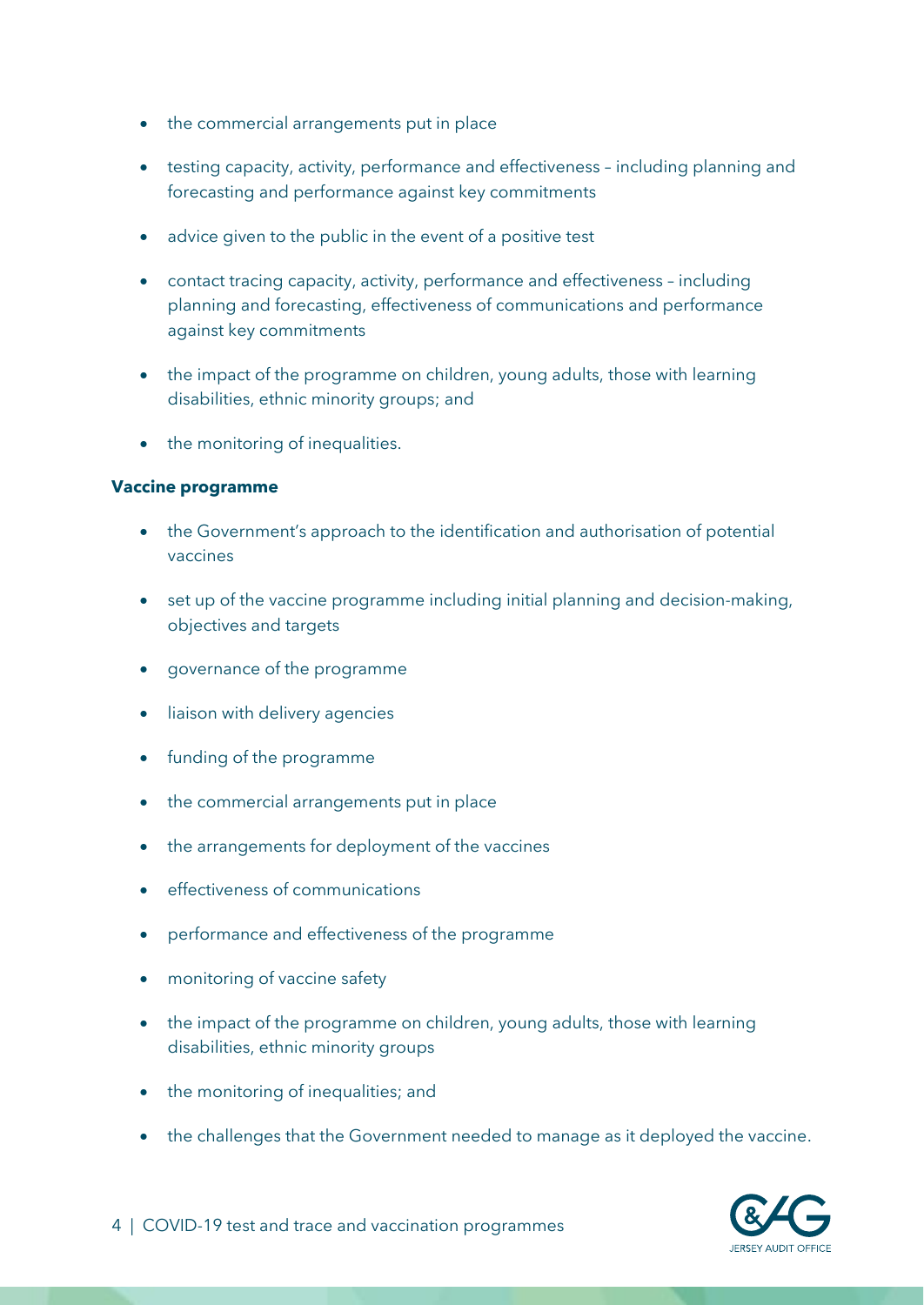- the commercial arrangements put in place
- testing capacity, activity, performance and effectiveness – including planning and forecasting and performance against key commitments
- advice given to the public in the event of a positive test
- contact tracing capacity, activity, performance and effectiveness – including planning and forecasting, effectiveness of communications and performance against key commitments
- the impact of the programme on children, young adults, those with learning disabilities, ethnic minority groups; and
- the monitoring of inequalities.

**Vaccine programme**

- the Government's approach to the identification and authorisation of potential vaccines
- set up of the vaccine programme including initial planning and decision-making, objectives and targets
- governance of the programme
- liaison with delivery agencies
- funding of the programme
- the commercial arrangements put in place
- the arrangements for deployment of the vaccines
- effectiveness of communications
- performance and effectiveness of the programme
- monitoring of vaccine safety
- the impact of the programme on children, young adults, those with learning disabilities, ethnic minority groups
- the monitoring of inequalities; and
- the challenges that the Government needed to manage as it deployed the vaccine.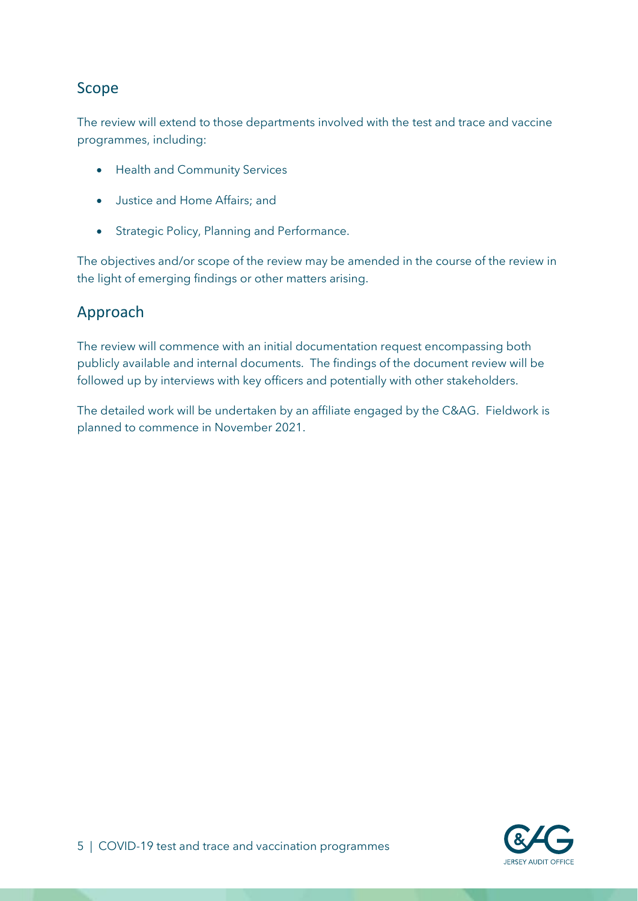## Scope

The review will extend to those departments involved with the test and trace and vaccine programmes, including:

- Health and Community Services
- Justice and Home Affairs; and
- Strategic Policy, Planning and Performance.

The objectives and/or scope of the review may be amended in the course of the review in the light of emerging findings or other matters arising.

## Approach

The review will commence with an initial documentation request encompassing both publicly available and internal documents. The findings of the document review will be followed up by interviews with key officers and potentially with other stakeholders.

The detailed work will be undertaken by an affiliate engaged by the C&AG. Fieldwork is planned to commence in November 2021.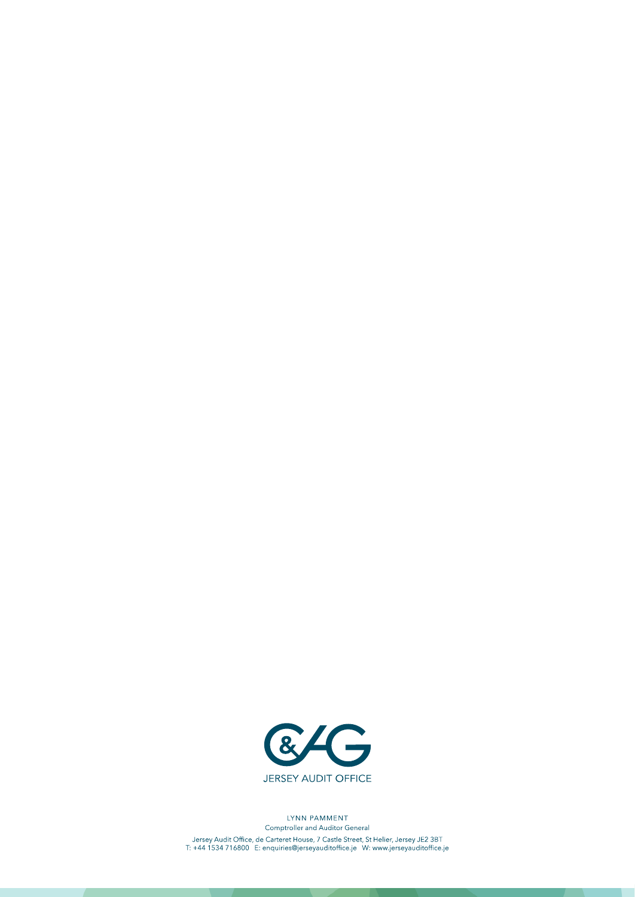JERSEY AUDIT OFFICE

LYNN PAMMENT
Comptroller and Auditor General

Jersey Audit Office, de Carteret House, 7 Castle Street, St Helier, Jersey JE2 3BT
T: +44 1534 716800 E: enquiries@jerseyauditoffice.je W: www.jerseyauditoffice.je